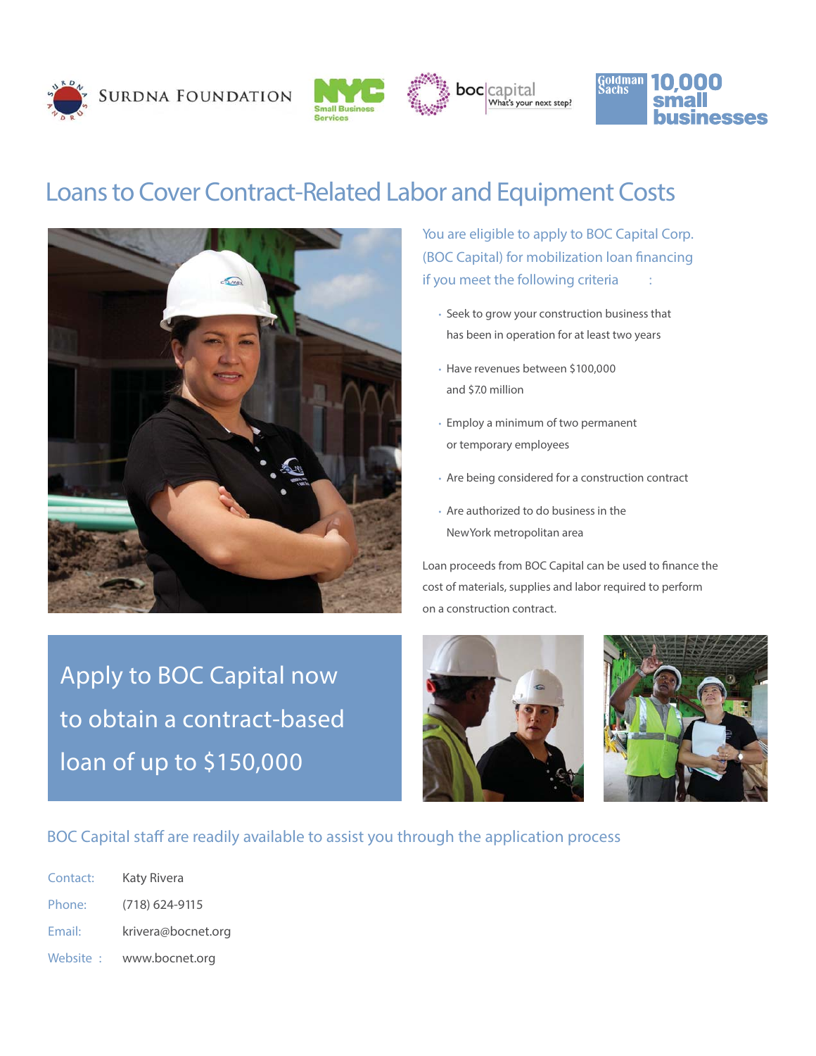Surdna Foundation | NYC Small Business Services | boc capital — What's your next step? | Goldman Sachs 10,000 small businesses

# Loans to Cover Contract-Related Labor and Equipment Costs

You are eligible to apply to BOC Capital Corp. (BOC Capital) for mobilization loan financing if you meet the following criteria:

- Seek to grow your construction business that has been in operation for at least two years
- Have revenues between $100,000 and $7.0 million
- Employ a minimum of two permanent or temporary employees
- Are being considered for a construction contract
- Are authorized to do business in the New York metropolitan area

Loan proceeds from BOC Capital can be used to finance the cost of materials, supplies and labor required to perform on a construction contract.

**Apply to BOC Capital now to obtain a contract-based loan of up to $150,000**

BOC Capital staff are readily available to assist you through the application process

Contact: Katy Rivera

Phone: (718) 624-9115

Email: krivera@bocnet.org

Website: www.bocnet.org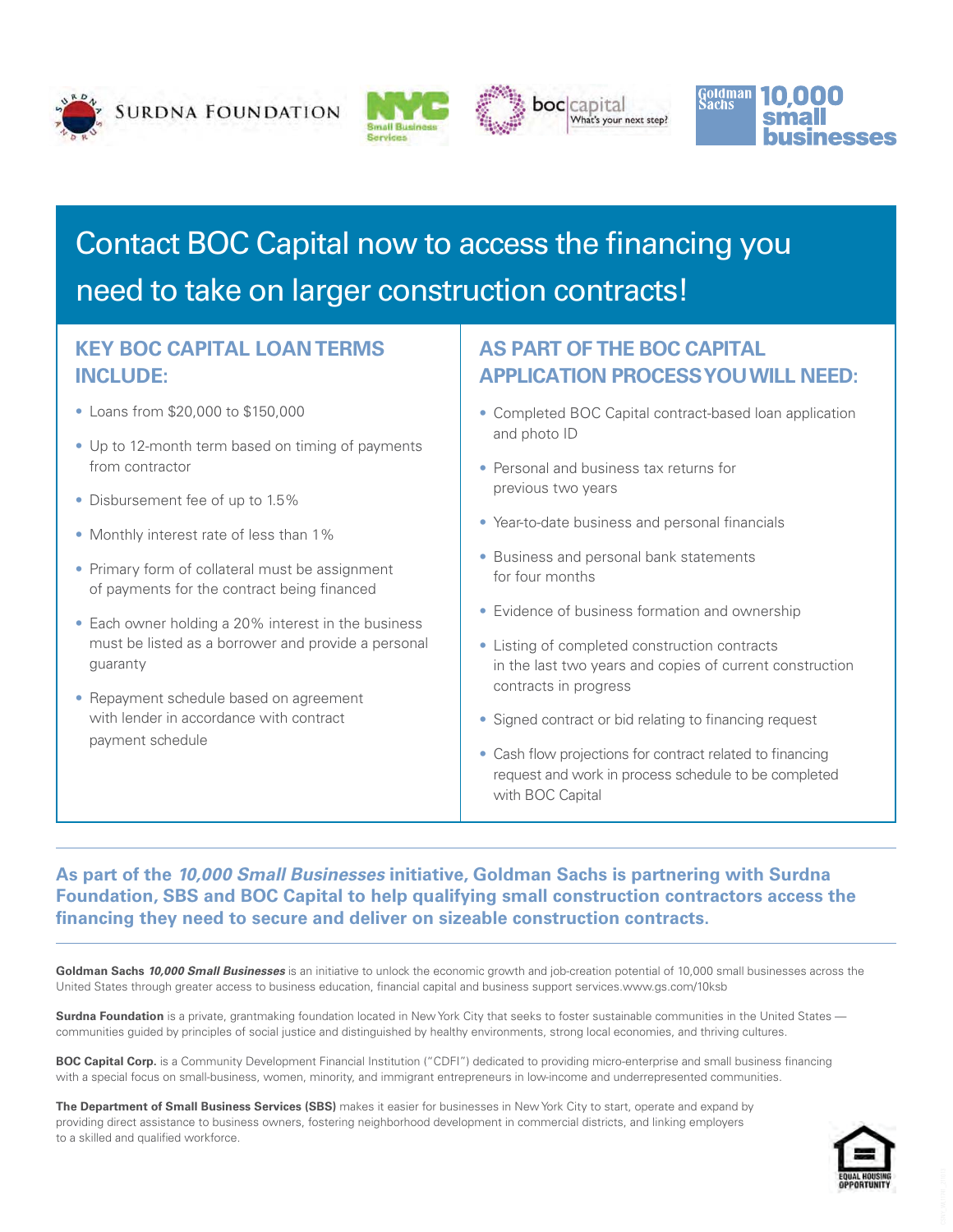SURDNA FOUNDATION

NYC Small Business Services

boc capital What's your next step?

Goldman Sachs 10,000 small businesses

# Contact BOC Capital now to access the financing you need to take on larger construction contracts!

## KEY BOC CAPITAL LOAN TERMS INCLUDE:

- Loans from $20,000 to $150,000
- Up to 12-month term based on timing of payments from contractor
- Disbursement fee of up to 1.5%
- Monthly interest rate of less than 1%
- Primary form of collateral must be assignment of payments for the contract being financed
- Each owner holding a 20% interest in the business must be listed as a borrower and provide a personal guaranty
- Repayment schedule based on agreement with lender in accordance with contract payment schedule

## AS PART OF THE BOC CAPITAL APPLICATION PROCESS YOU WILL NEED:

- Completed BOC Capital contract-based loan application and photo ID
- Personal and business tax returns for previous two years
- Year-to-date business and personal financials
- Business and personal bank statements for four months
- Evidence of business formation and ownership
- Listing of completed construction contracts in the last two years and copies of current construction contracts in progress
- Signed contract or bid relating to financing request
- Cash flow projections for contract related to financing request and work in process schedule to be completed with BOC Capital

**As part of the *10,000 Small Businesses* initiative, Goldman Sachs is partnering with Surdna Foundation, SBS and BOC Capital to help qualifying small construction contractors access the financing they need to secure and deliver on sizeable construction contracts.**

**Goldman Sachs *10,000 Small Businesses*** is an initiative to unlock the economic growth and job-creation potential of 10,000 small businesses across the United States through greater access to business education, financial capital and business support services.www.gs.com/10ksb

**Surdna Foundation** is a private, grantmaking foundation located in New York City that seeks to foster sustainable communities in the United States — communities guided by principles of social justice and distinguished by healthy environments, strong local economies, and thriving cultures.

**BOC Capital Corp.** is a Community Development Financial Institution ("CDFI") dedicated to providing micro-enterprise and small business financing with a special focus on small-business, women, minority, and immigrant entrepreneurs in low-income and underrepresented communities.

**The Department of Small Business Services (SBS)** makes it easier for businesses in New York City to start, operate and expand by providing direct assistance to business owners, fostering neighborhood development in commercial districts, and linking employers to a skilled and qualified workforce.

EQUAL HOUSING OPPORTUNITY